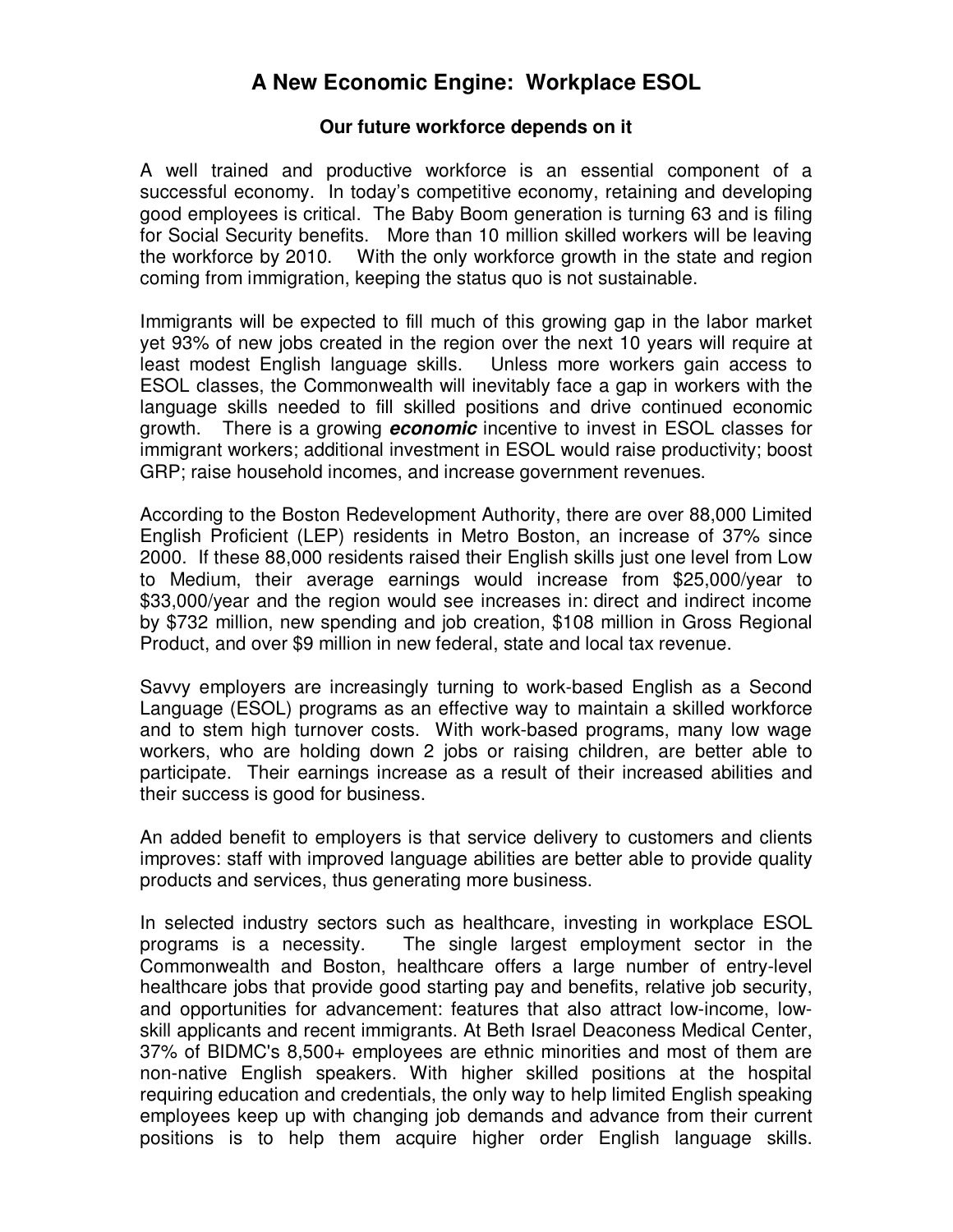# A New Economic Engine: Workplace ESOL

### Our future workforce depends on it

A well trained and productive workforce is an essential component of a successful economy. In today's competitive economy, retaining and developing good employees is critical. The Baby Boom generation is turning 63 and is filing for Social Security benefits. More than 10 million skilled workers will be leaving the workforce by 2010. With the only workforce growth in the state and region coming from immigration, keeping the status quo is not sustainable.

Immigrants will be expected to fill much of this growing gap in the labor market yet 93% of new jobs created in the region over the next 10 years will require at least modest English language skills. Unless more workers gain access to ESOL classes, the Commonwealth will inevitably face a gap in workers with the language skills needed to fill skilled positions and drive continued economic growth. There is a growing ***economic*** incentive to invest in ESOL classes for immigrant workers; additional investment in ESOL would raise productivity; boost GRP; raise household incomes, and increase government revenues.

According to the Boston Redevelopment Authority, there are over 88,000 Limited English Proficient (LEP) residents in Metro Boston, an increase of 37% since 2000. If these 88,000 residents raised their English skills just one level from Low to Medium, their average earnings would increase from $25,000/year to $33,000/year and the region would see increases in: direct and indirect income by $732 million, new spending and job creation, $108 million in Gross Regional Product, and over $9 million in new federal, state and local tax revenue.

Savvy employers are increasingly turning to work-based English as a Second Language (ESOL) programs as an effective way to maintain a skilled workforce and to stem high turnover costs. With work-based programs, many low wage workers, who are holding down 2 jobs or raising children, are better able to participate. Their earnings increase as a result of their increased abilities and their success is good for business.

An added benefit to employers is that service delivery to customers and clients improves: staff with improved language abilities are better able to provide quality products and services, thus generating more business.

In selected industry sectors such as healthcare, investing in workplace ESOL programs is a necessity. The single largest employment sector in the Commonwealth and Boston, healthcare offers a large number of entry-level healthcare jobs that provide good starting pay and benefits, relative job security, and opportunities for advancement: features that also attract low-income, low-skill applicants and recent immigrants. At Beth Israel Deaconess Medical Center, 37% of BIDMC's 8,500+ employees are ethnic minorities and most of them are non-native English speakers. With higher skilled positions at the hospital requiring education and credentials, the only way to help limited English speaking employees keep up with changing job demands and advance from their current positions is to help them acquire higher order English language skills.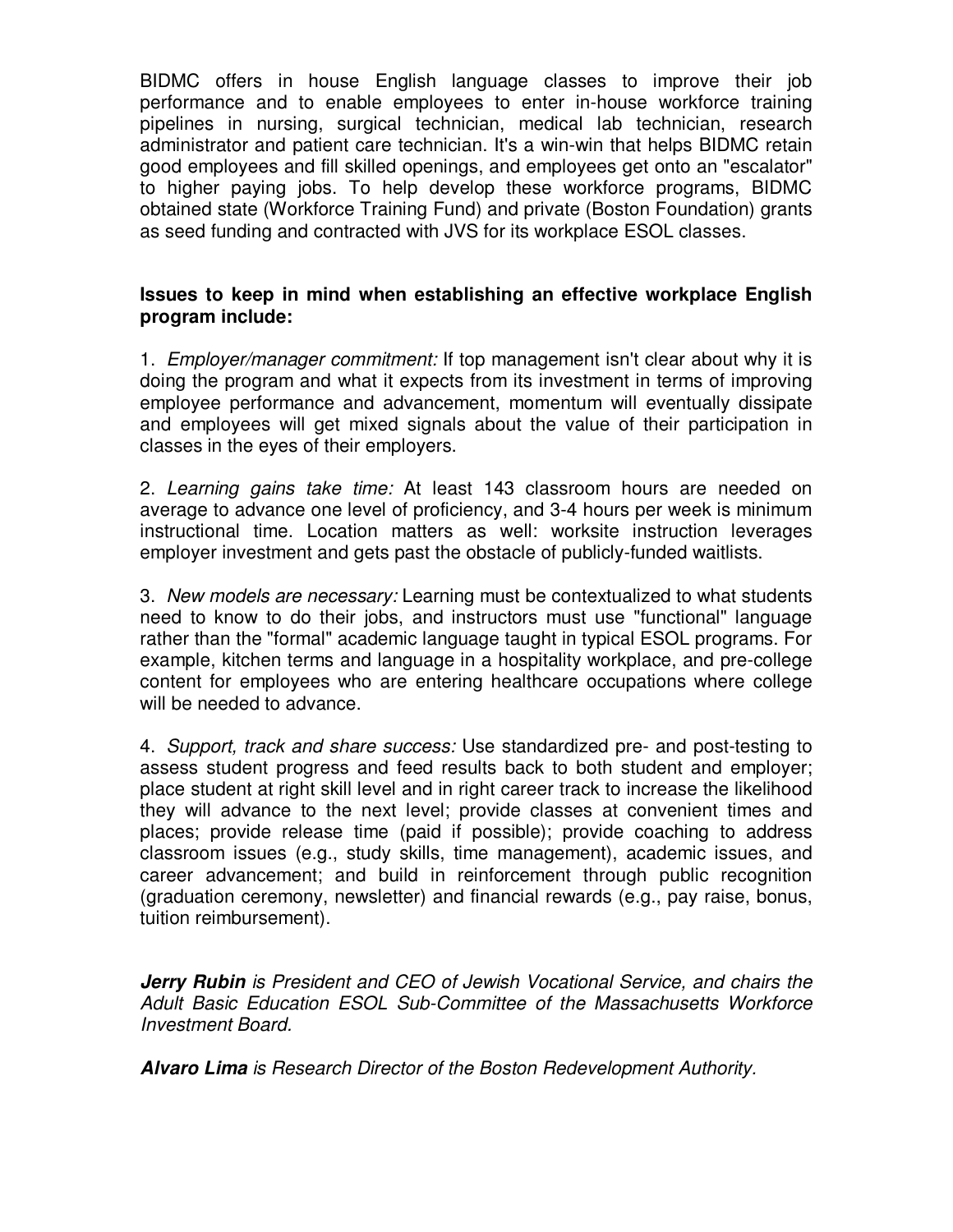BIDMC offers in house English language classes to improve their job performance and to enable employees to enter in-house workforce training pipelines in nursing, surgical technician, medical lab technician, research administrator and patient care technician. It's a win-win that helps BIDMC retain good employees and fill skilled openings, and employees get onto an "escalator" to higher paying jobs. To help develop these workforce programs, BIDMC obtained state (Workforce Training Fund) and private (Boston Foundation) grants as seed funding and contracted with JVS for its workplace ESOL classes.

**Issues to keep in mind when establishing an effective workplace English program include:**

1. *Employer/manager commitment:* If top management isn't clear about why it is doing the program and what it expects from its investment in terms of improving employee performance and advancement, momentum will eventually dissipate and employees will get mixed signals about the value of their participation in classes in the eyes of their employers.

2. *Learning gains take time:* At least 143 classroom hours are needed on average to advance one level of proficiency, and 3-4 hours per week is minimum instructional time. Location matters as well: worksite instruction leverages employer investment and gets past the obstacle of publicly-funded waitlists.

3. *New models are necessary:* Learning must be contextualized to what students need to know to do their jobs, and instructors must use "functional" language rather than the "formal" academic language taught in typical ESOL programs. For example, kitchen terms and language in a hospitality workplace, and pre-college content for employees who are entering healthcare occupations where college will be needed to advance.

4. *Support, track and share success:* Use standardized pre- and post-testing to assess student progress and feed results back to both student and employer; place student at right skill level and in right career track to increase the likelihood they will advance to the next level; provide classes at convenient times and places; provide release time (paid if possible); provide coaching to address classroom issues (e.g., study skills, time management), academic issues, and career advancement; and build in reinforcement through public recognition (graduation ceremony, newsletter) and financial rewards (e.g., pay raise, bonus, tuition reimbursement).

***Jerry Rubin*** *is President and CEO of Jewish Vocational Service, and chairs the Adult Basic Education ESOL Sub-Committee of the Massachusetts Workforce Investment Board.*

***Alvaro Lima*** *is Research Director of the Boston Redevelopment Authority.*